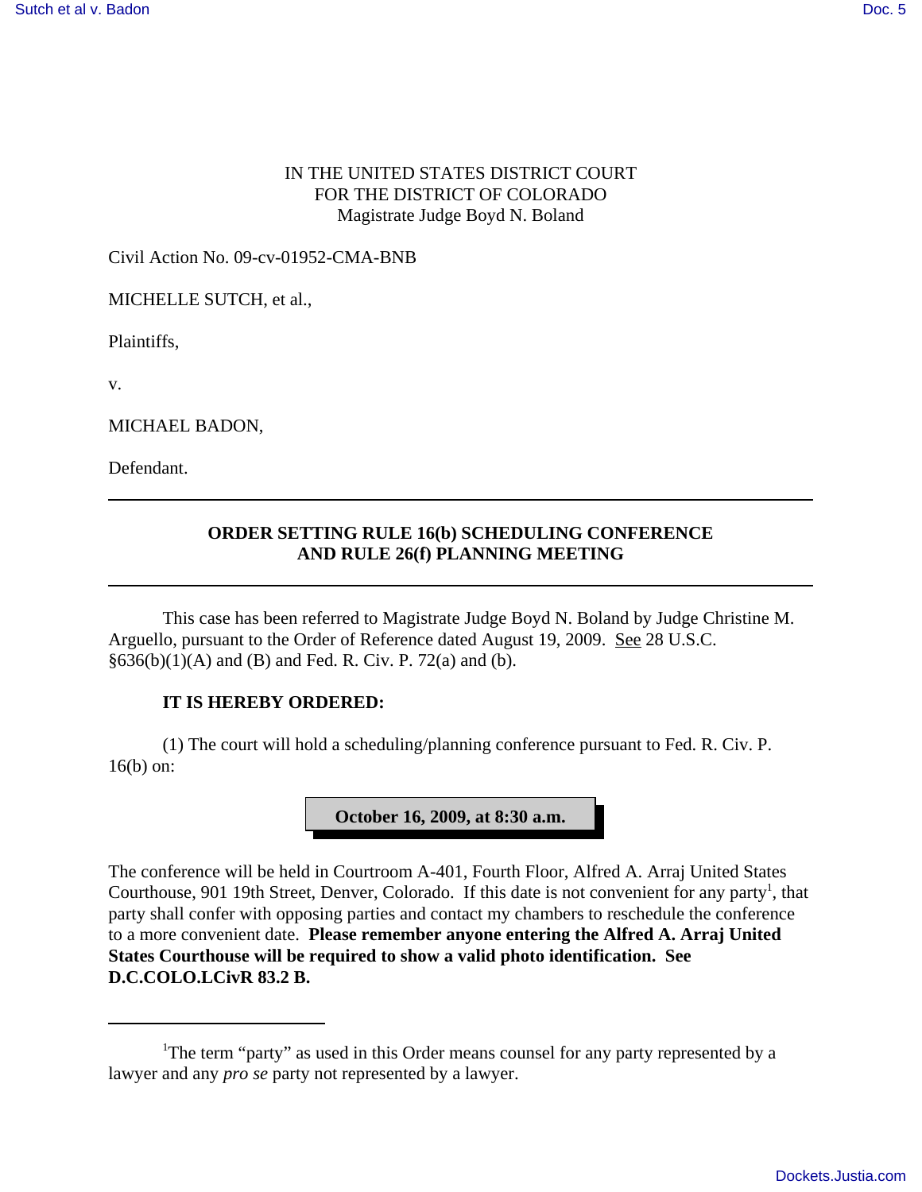IN THE UNITED STATES DISTRICT COURT
FOR THE DISTRICT OF COLORADO
Magistrate Judge Boyd N. Boland

Civil Action No. 09-cv-01952-CMA-BNB

MICHELLE SUTCH, et al.,

Plaintiffs,

v.

MICHAEL BADON,

Defendant.

---

**ORDER SETTING RULE 16(b) SCHEDULING CONFERENCE AND RULE 26(f) PLANNING MEETING**

---

This case has been referred to Magistrate Judge Boyd N. Boland by Judge Christine M. Arguello, pursuant to the Order of Reference dated August 19, 2009. See 28 U.S.C. §636(b)(1)(A) and (B) and Fed. R. Civ. P. 72(a) and (b).

**IT IS HEREBY ORDERED:**

(1) The court will hold a scheduling/planning conference pursuant to Fed. R. Civ. P. 16(b) on:

**October 16, 2009, at 8:30 a.m.**

The conference will be held in Courtroom A-401, Fourth Floor, Alfred A. Arraj United States Courthouse, 901 19th Street, Denver, Colorado. If this date is not convenient for any party[1], that party shall confer with opposing parties and contact my chambers to reschedule the conference to a more convenient date. **Please remember anyone entering the Alfred A. Arraj United States Courthouse will be required to show a valid photo identification. See D.C.COLO.LCivR 83.2 B.**

---

[1]The term "party" as used in this Order means counsel for any party represented by a lawyer and any *pro se* party not represented by a lawyer.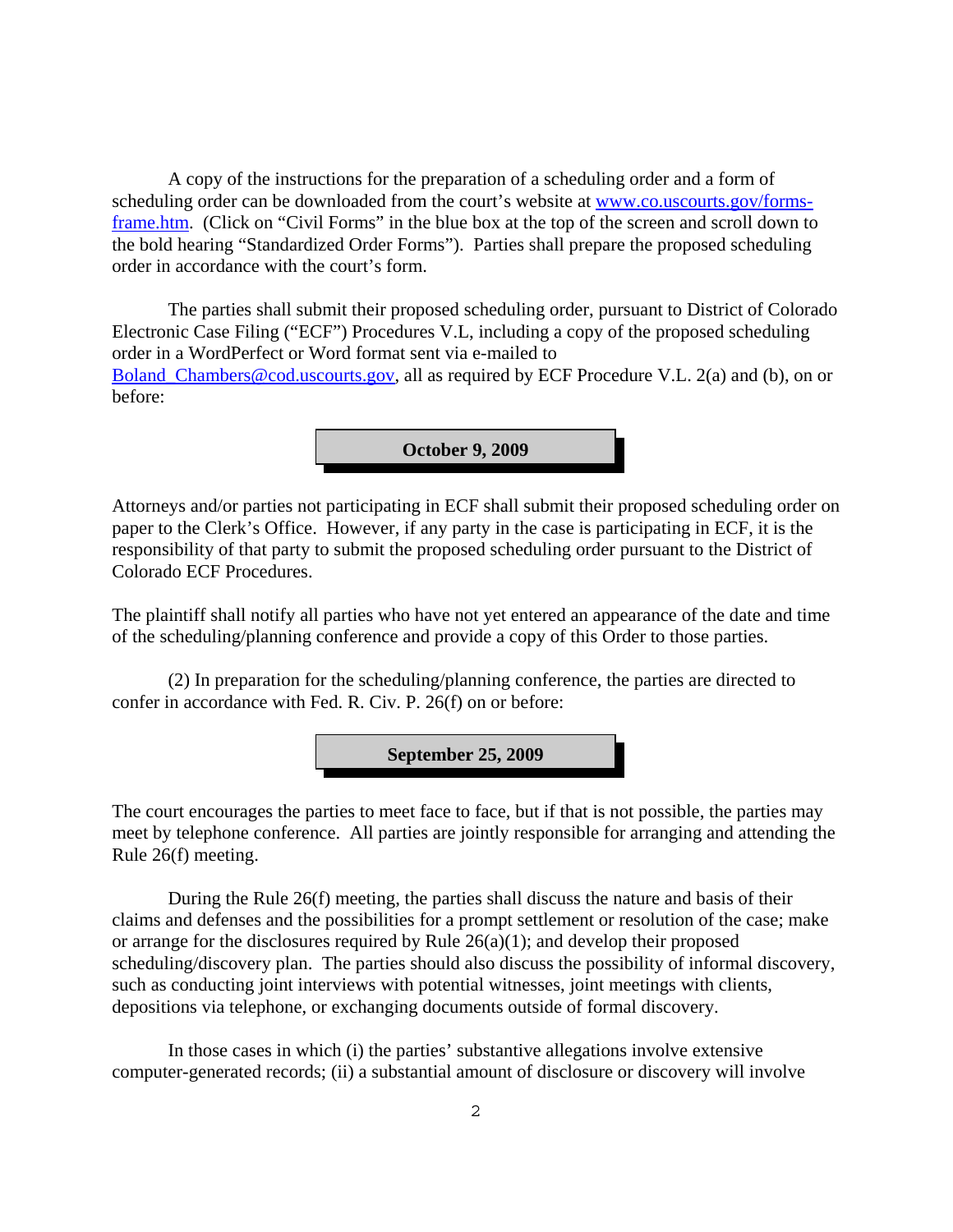A copy of the instructions for the preparation of a scheduling order and a form of scheduling order can be downloaded from the court's website at [www.co.uscourts.gov/forms-frame.htm](www.co.uscourts.gov/forms-frame.htm). (Click on "Civil Forms" in the blue box at the top of the screen and scroll down to the bold hearing "Standardized Order Forms"). Parties shall prepare the proposed scheduling order in accordance with the court's form.

The parties shall submit their proposed scheduling order, pursuant to District of Colorado Electronic Case Filing ("ECF") Procedures V.L, including a copy of the proposed scheduling order in a WordPerfect or Word format sent via e-mailed to [Boland_Chambers@cod.uscourts.gov](mailto:Boland_Chambers@cod.uscourts.gov), all as required by ECF Procedure V.L. 2(a) and (b), on or before:

**October 9, 2009**

Attorneys and/or parties not participating in ECF shall submit their proposed scheduling order on paper to the Clerk's Office. However, if any party in the case is participating in ECF, it is the responsibility of that party to submit the proposed scheduling order pursuant to the District of Colorado ECF Procedures.

The plaintiff shall notify all parties who have not yet entered an appearance of the date and time of the scheduling/planning conference and provide a copy of this Order to those parties.

(2) In preparation for the scheduling/planning conference, the parties are directed to confer in accordance with Fed. R. Civ. P. 26(f) on or before:

**September 25, 2009**

The court encourages the parties to meet face to face, but if that is not possible, the parties may meet by telephone conference. All parties are jointly responsible for arranging and attending the Rule 26(f) meeting.

During the Rule 26(f) meeting, the parties shall discuss the nature and basis of their claims and defenses and the possibilities for a prompt settlement or resolution of the case; make or arrange for the disclosures required by Rule 26(a)(1); and develop their proposed scheduling/discovery plan. The parties should also discuss the possibility of informal discovery, such as conducting joint interviews with potential witnesses, joint meetings with clients, depositions via telephone, or exchanging documents outside of formal discovery.

In those cases in which (i) the parties' substantive allegations involve extensive computer-generated records; (ii) a substantial amount of disclosure or discovery will involve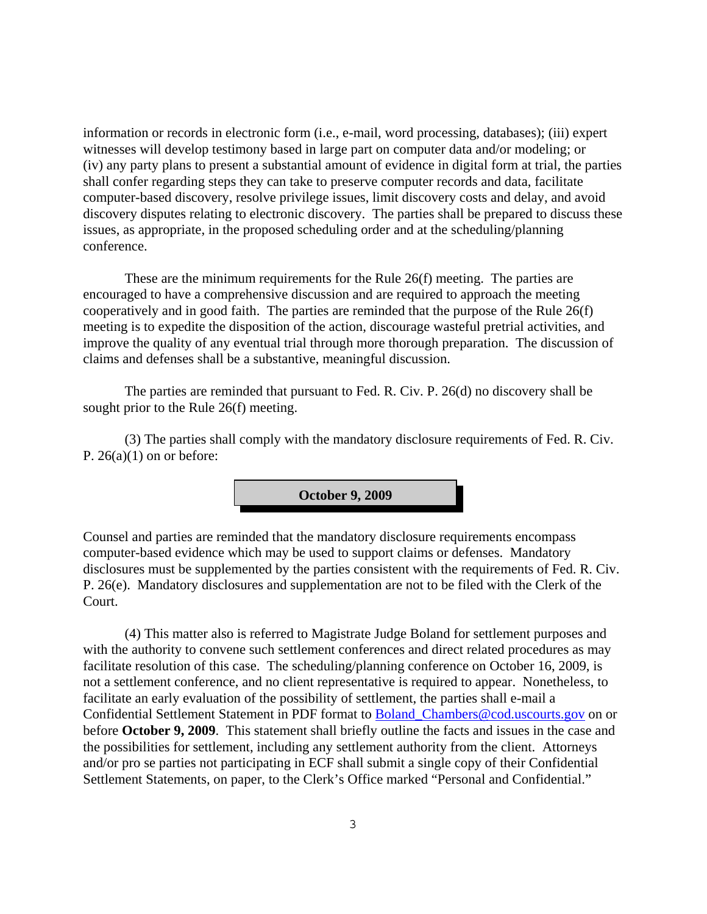information or records in electronic form (i.e., e-mail, word processing, databases); (iii) expert witnesses will develop testimony based in large part on computer data and/or modeling; or (iv) any party plans to present a substantial amount of evidence in digital form at trial, the parties shall confer regarding steps they can take to preserve computer records and data, facilitate computer-based discovery, resolve privilege issues, limit discovery costs and delay, and avoid discovery disputes relating to electronic discovery. The parties shall be prepared to discuss these issues, as appropriate, in the proposed scheduling order and at the scheduling/planning conference.

These are the minimum requirements for the Rule 26(f) meeting. The parties are encouraged to have a comprehensive discussion and are required to approach the meeting cooperatively and in good faith. The parties are reminded that the purpose of the Rule 26(f) meeting is to expedite the disposition of the action, discourage wasteful pretrial activities, and improve the quality of any eventual trial through more thorough preparation. The discussion of claims and defenses shall be a substantive, meaningful discussion.

The parties are reminded that pursuant to Fed. R. Civ. P. 26(d) no discovery shall be sought prior to the Rule 26(f) meeting.

(3) The parties shall comply with the mandatory disclosure requirements of Fed. R. Civ. P. 26(a)(1) on or before:

**October 9, 2009**

Counsel and parties are reminded that the mandatory disclosure requirements encompass computer-based evidence which may be used to support claims or defenses. Mandatory disclosures must be supplemented by the parties consistent with the requirements of Fed. R. Civ. P. 26(e). Mandatory disclosures and supplementation are not to be filed with the Clerk of the Court.

(4) This matter also is referred to Magistrate Judge Boland for settlement purposes and with the authority to convene such settlement conferences and direct related procedures as may facilitate resolution of this case. The scheduling/planning conference on October 16, 2009, is not a settlement conference, and no client representative is required to appear. Nonetheless, to facilitate an early evaluation of the possibility of settlement, the parties shall e-mail a Confidential Settlement Statement in PDF format to Boland_Chambers@cod.uscourts.gov on or before **October 9, 2009**. This statement shall briefly outline the facts and issues in the case and the possibilities for settlement, including any settlement authority from the client. Attorneys and/or pro se parties not participating in ECF shall submit a single copy of their Confidential Settlement Statements, on paper, to the Clerk's Office marked "Personal and Confidential."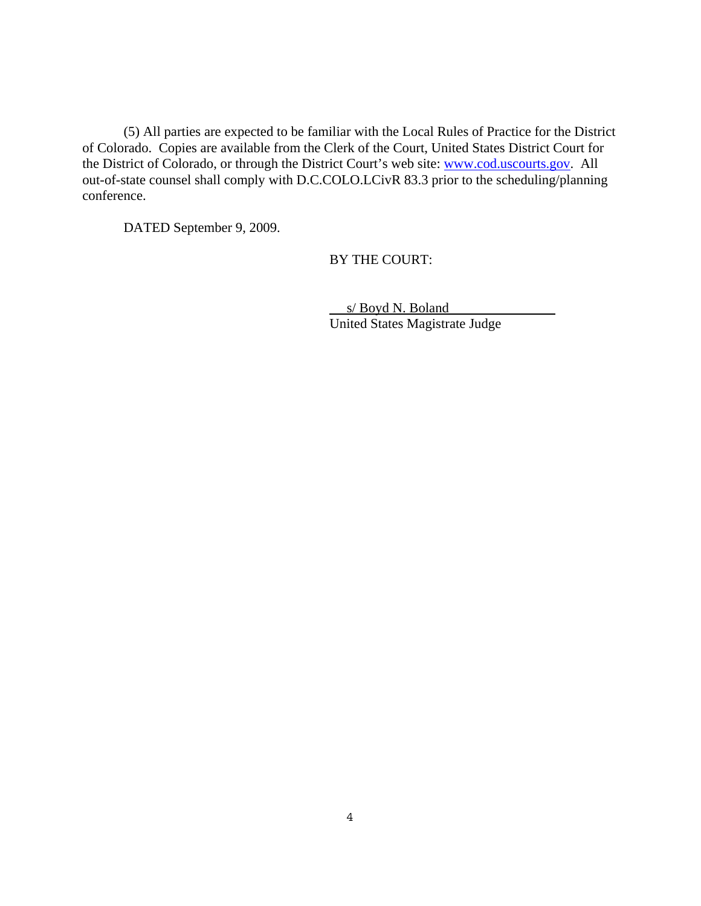(5) All parties are expected to be familiar with the Local Rules of Practice for the District of Colorado. Copies are available from the Clerk of the Court, United States District Court for the District of Colorado, or through the District Court's web site: www.cod.uscourts.gov. All out-of-state counsel shall comply with D.C.COLO.LCivR 83.3 prior to the scheduling/planning conference.

DATED September 9, 2009.

BY THE COURT:

s/ Boyd N. Boland
United States Magistrate Judge